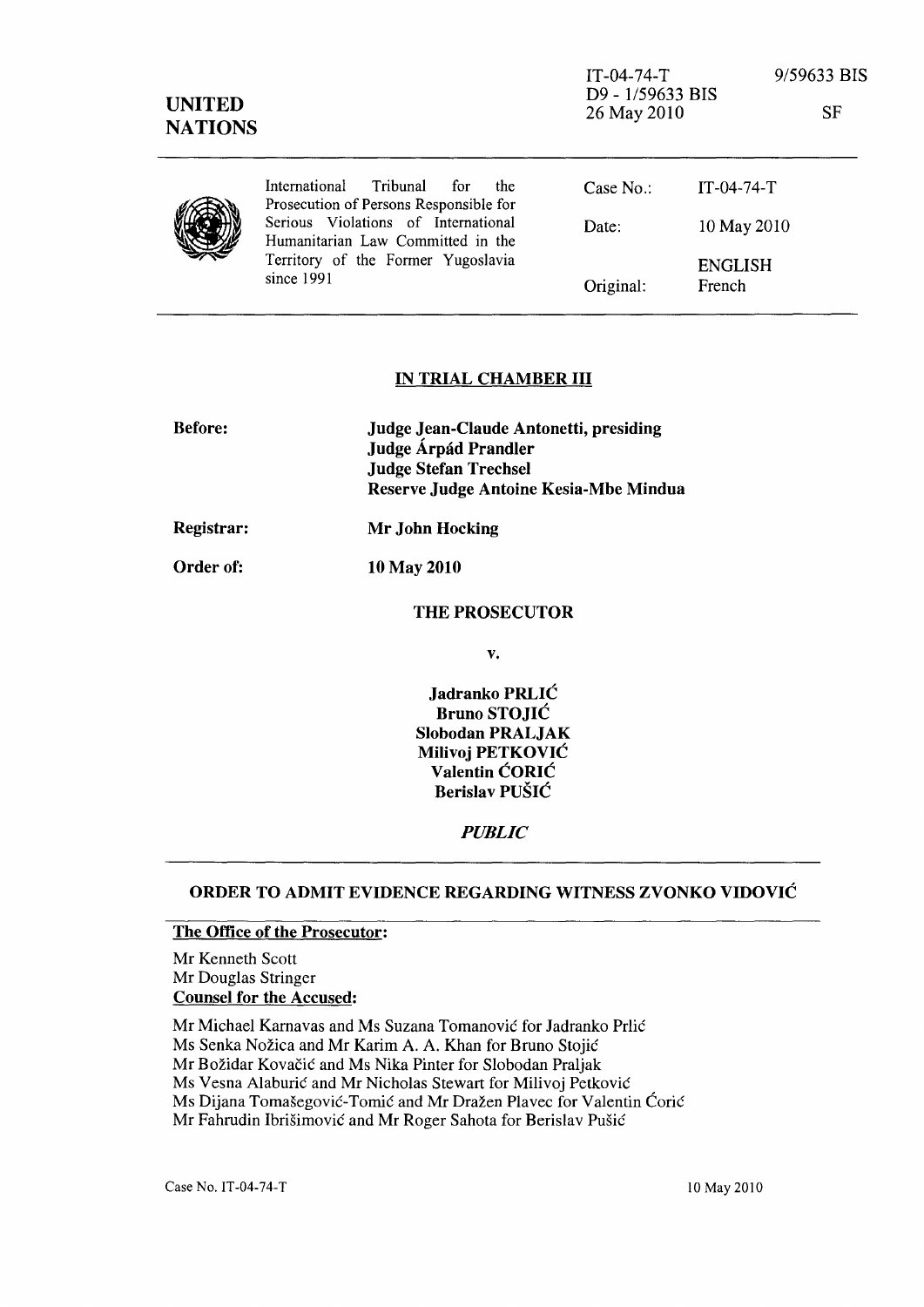IT-04-74-T 9/59633 BIS
D9 - 1/59633 BIS
26 May 2010 SF

**UNITED NATIONS**

| International Tribunal for the Prosecution of Persons Responsible for Serious Violations of International Humanitarian Law Committed in the Territory of the Former Yugoslavia since 1991 | Case No.: | IT-04-74-T |
|---|---|---|
| | Date: | 10 May 2010 |
| | | ENGLISH |
| | Original: | French |

## IN TRIAL CHAMBER III

**Before:** **Judge Jean-Claude Antonetti, presiding**
**Judge Árpád Prandler**
**Judge Stefan Trechsel**
**Reserve Judge Antoine Kesia-Mbe Mindua**

**Registrar:** **Mr John Hocking**

**Order of:** **10 May 2010**

**THE PROSECUTOR**

**v.**

**Jadranko PRLIĆ**
**Bruno STOJIĆ**
**Slobodan PRALJAK**
**Milivoj PETKOVIĆ**
**Valentin ĆORIĆ**
**Berislav PUŠIĆ**

***PUBLIC***

## ORDER TO ADMIT EVIDENCE REGARDING WITNESS ZVONKO VIDOVIĆ

**The Office of the Prosecutor:**

Mr Kenneth Scott
Mr Douglas Stringer

**Counsel for the Accused:**

Mr Michael Karnavas and Ms Suzana Tomanović for Jadranko Prlić
Ms Senka Nožica and Mr Karim A. A. Khan for Bruno Stojić
Mr Božidar Kovačić and Ms Nika Pinter for Slobodan Praljak
Ms Vesna Alaburić and Mr Nicholas Stewart for Milivoj Petković
Ms Dijana Tomašegović-Tomić and Mr Dražen Plavec for Valentin Ćorić
Mr Fahrudin Ibrišimović and Mr Roger Sahota for Berislav Pušić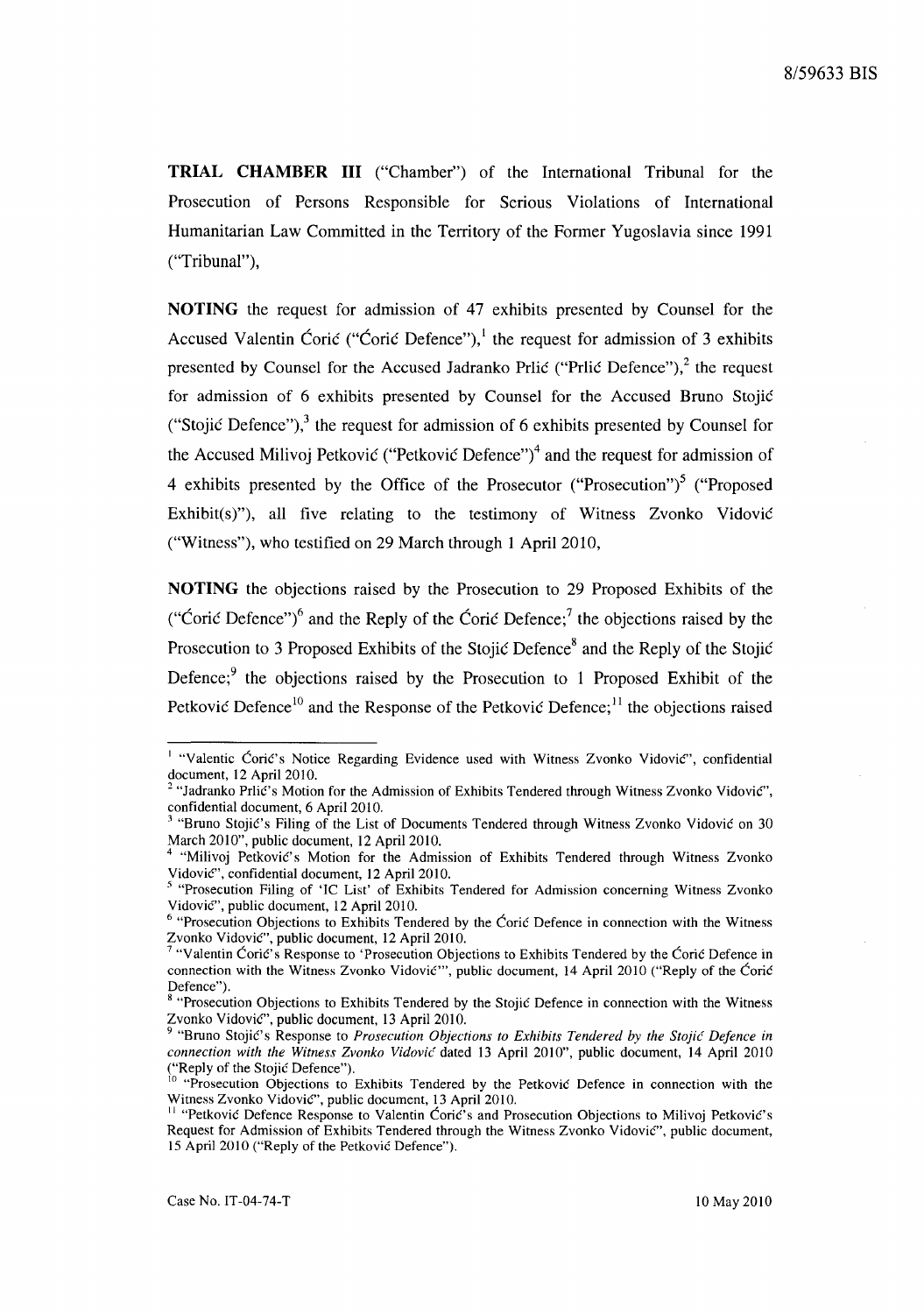**TRIAL CHAMBER III** ("Chamber") of the International Tribunal for the Prosecution of Persons Responsible for Serious Violations of International Humanitarian Law Committed in the Territory of the Former Yugoslavia since 1991 ("Tribunal"),

**NOTING** the request for admission of 47 exhibits presented by Counsel for the Accused Valentin Ćorić ("Ćorić Defence"),[1] the request for admission of 3 exhibits presented by Counsel for the Accused Jadranko Prlić ("Prlić Defence"),[2] the request for admission of 6 exhibits presented by Counsel for the Accused Bruno Stojić ("Stojić Defence"),[3] the request for admission of 6 exhibits presented by Counsel for the Accused Milivoj Petković ("Petković Defence")[4] and the request for admission of 4 exhibits presented by the Office of the Prosecutor ("Prosecution")[5] ("Proposed Exhibit(s)"), all five relating to the testimony of Witness Zvonko Vidović ("Witness"), who testified on 29 March through 1 April 2010,

**NOTING** the objections raised by the Prosecution to 29 Proposed Exhibits of the ("Ćorić Defence")[6] and the Reply of the Ćorić Defence;[7] the objections raised by the Prosecution to 3 Proposed Exhibits of the Stojić Defence[8] and the Reply of the Stojić Defence;[9] the objections raised by the Prosecution to 1 Proposed Exhibit of the Petković Defence[10] and the Response of the Petković Defence;[11] the objections raised

---

[1] "Valentic Ćorić's Notice Regarding Evidence used with Witness Zvonko Vidović", confidential document, 12 April 2010.

[2] "Jadranko Prlić's Motion for the Admission of Exhibits Tendered through Witness Zvonko Vidović", confidential document, 6 April 2010.

[3] "Bruno Stojić's Filing of the List of Documents Tendered through Witness Zvonko Vidović on 30 March 2010", public document, 12 April 2010.

[4] "Milivoj Petković's Motion for the Admission of Exhibits Tendered through Witness Zvonko Vidović", confidential document, 12 April 2010.

[5] "Prosecution Filing of 'IC List' of Exhibits Tendered for Admission concerning Witness Zvonko Vidović", public document, 12 April 2010.

[6] "Prosecution Objections to Exhibits Tendered by the Ćorić Defence in connection with the Witness Zvonko Vidović", public document, 12 April 2010.

[7] "Valentin Ćorić's Response to 'Prosecution Objections to Exhibits Tendered by the Ćorić Defence in connection with the Witness Zvonko Vidović'", public document, 14 April 2010 ("Reply of the Ćorić Defence").

[8] "Prosecution Objections to Exhibits Tendered by the Stojić Defence in connection with the Witness Zvonko Vidović", public document, 13 April 2010.

[9] "Bruno Stojić's Response to *Prosecution Objections to Exhibits Tendered by the Stojić Defence in connection with the Witness Zvonko Vidović* dated 13 April 2010", public document, 14 April 2010 ("Reply of the Stojić Defence").

[10] "Prosecution Objections to Exhibits Tendered by the Petković Defence in connection with the Witness Zvonko Vidović", public document, 13 April 2010.

[11] "Petković Defence Response to Valentin Ćorić's and Prosecution Objections to Milivoj Petković's Request for Admission of Exhibits Tendered through the Witness Zvonko Vidović", public document, 15 April 2010 ("Reply of the Petković Defence").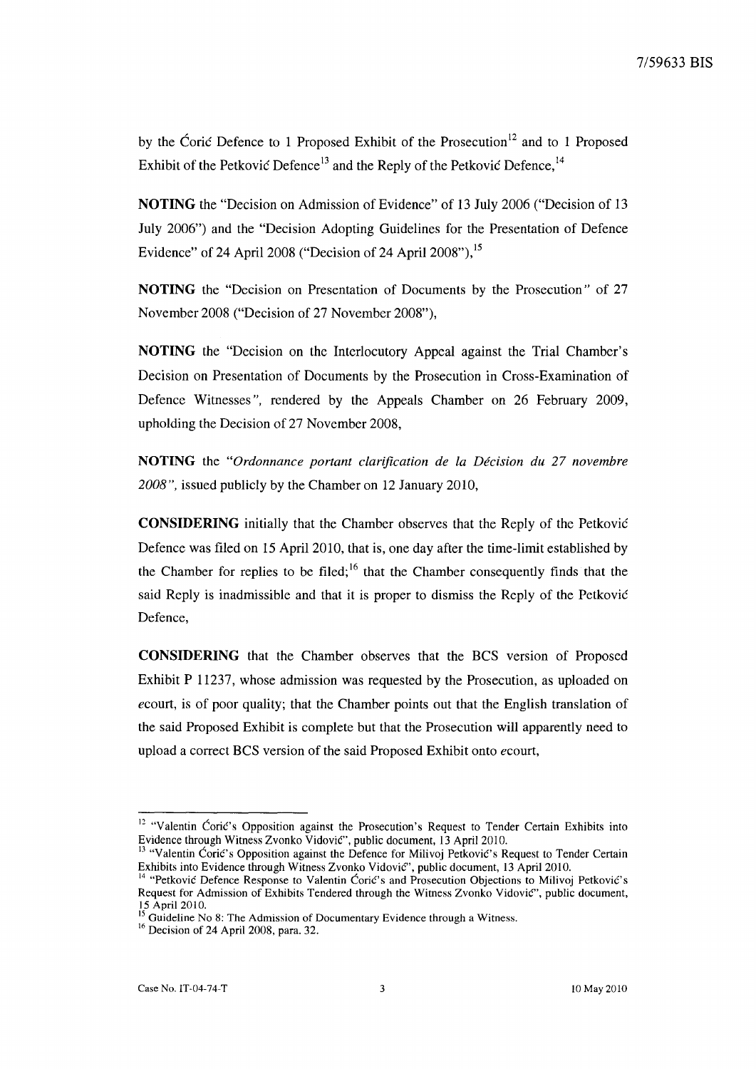by the Ćorić Defence to 1 Proposed Exhibit of the Prosecution[12] and to 1 Proposed Exhibit of the Petković Defence[13] and the Reply of the Petković Defence,[14]

**NOTING** the "Decision on Admission of Evidence" of 13 July 2006 ("Decision of 13 July 2006") and the "Decision Adopting Guidelines for the Presentation of Defence Evidence" of 24 April 2008 ("Decision of 24 April 2008"),[15]

**NOTING** the "Decision on Presentation of Documents by the Prosecution" of 27 November 2008 ("Decision of 27 November 2008"),

**NOTING** the "Decision on the Interlocutory Appeal against the Trial Chamber's Decision on Presentation of Documents by the Prosecution in Cross-Examination of Defence Witnesses", rendered by the Appeals Chamber on 26 February 2009, upholding the Decision of 27 November 2008,

**NOTING** the *"Ordonnance portant clarification de la Décision du 27 novembre 2008"*, issued publicly by the Chamber on 12 January 2010,

**CONSIDERING** initially that the Chamber observes that the Reply of the Petković Defence was filed on 15 April 2010, that is, one day after the time-limit established by the Chamber for replies to be filed;[16] that the Chamber consequently finds that the said Reply is inadmissible and that it is proper to dismiss the Reply of the Petković Defence,

**CONSIDERING** that the Chamber observes that the BCS version of Proposed Exhibit P 11237, whose admission was requested by the Prosecution, as uploaded on *e*court, is of poor quality; that the Chamber points out that the English translation of the said Proposed Exhibit is complete but that the Prosecution will apparently need to upload a correct BCS version of the said Proposed Exhibit onto *e*court,

---

[12] "Valentin Ćorić's Opposition against the Prosecution's Request to Tender Certain Exhibits into Evidence through Witness Zvonko Vidović", public document, 13 April 2010.

[13] "Valentin Ćorić's Opposition against the Defence for Milivoj Petković's Request to Tender Certain Exhibits into Evidence through Witness Zvonko Vidović", public document, 13 April 2010.

[14] "Petković Defence Response to Valentin Ćorić's and Prosecution Objections to Milivoj Petković's Request for Admission of Exhibits Tendered through the Witness Zvonko Vidović", public document, 15 April 2010.

[15] Guideline No 8: The Admission of Documentary Evidence through a Witness.

[16] Decision of 24 April 2008, para. 32.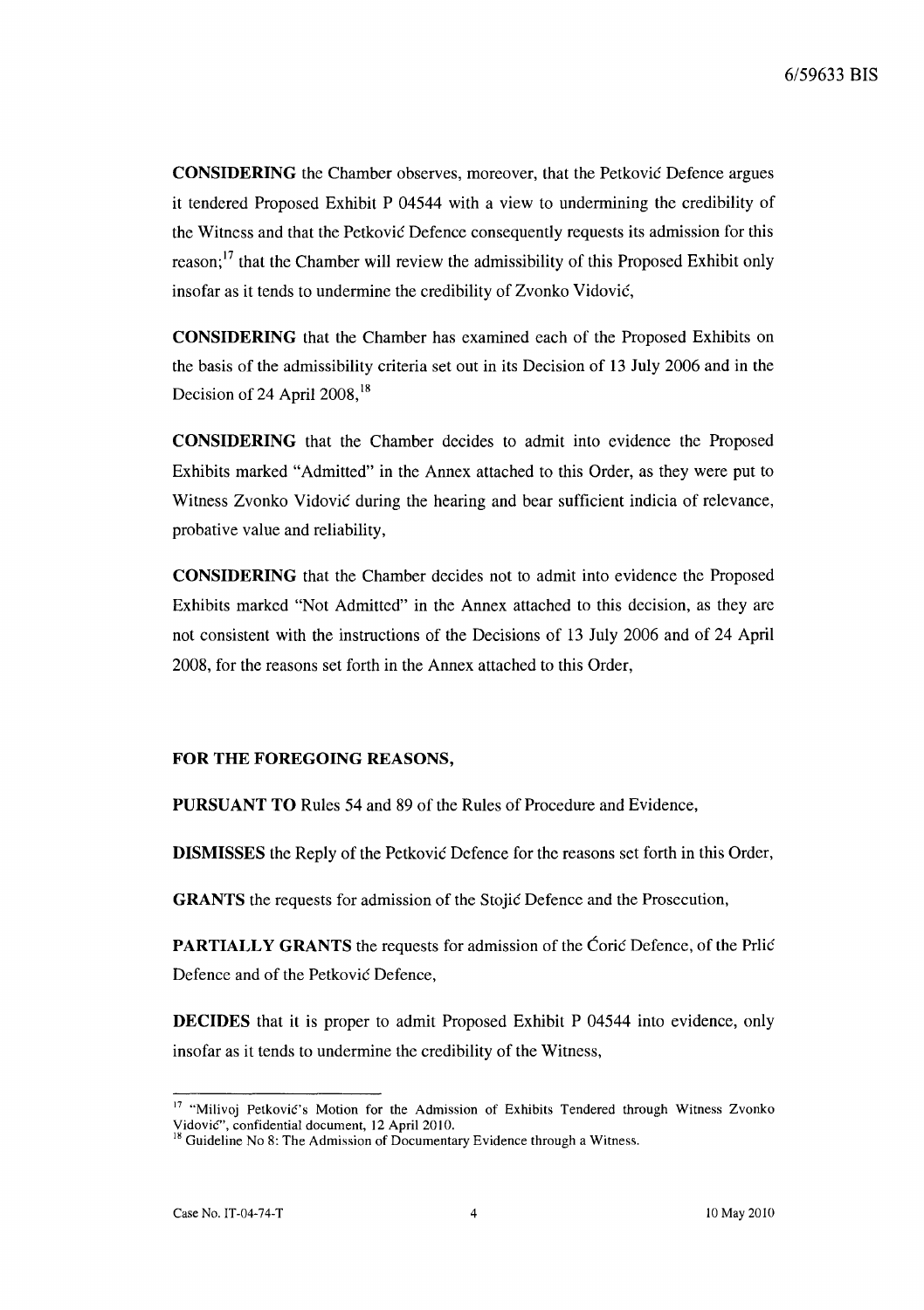**CONSIDERING** the Chamber observes, moreover, that the Petković Defence argues it tendered Proposed Exhibit P 04544 with a view to undermining the credibility of the Witness and that the Petković Defence consequently requests its admission for this reason;[17] that the Chamber will review the admissibility of this Proposed Exhibit only insofar as it tends to undermine the credibility of Zvonko Vidović,

**CONSIDERING** that the Chamber has examined each of the Proposed Exhibits on the basis of the admissibility criteria set out in its Decision of 13 July 2006 and in the Decision of 24 April 2008,[18]

**CONSIDERING** that the Chamber decides to admit into evidence the Proposed Exhibits marked "Admitted" in the Annex attached to this Order, as they were put to Witness Zvonko Vidović during the hearing and bear sufficient indicia of relevance, probative value and reliability,

**CONSIDERING** that the Chamber decides not to admit into evidence the Proposed Exhibits marked "Not Admitted" in the Annex attached to this decision, as they are not consistent with the instructions of the Decisions of 13 July 2006 and of 24 April 2008, for the reasons set forth in the Annex attached to this Order,

**FOR THE FOREGOING REASONS,**

**PURSUANT TO** Rules 54 and 89 of the Rules of Procedure and Evidence,

**DISMISSES** the Reply of the Petković Defence for the reasons set forth in this Order,

**GRANTS** the requests for admission of the Stojić Defence and the Prosecution,

**PARTIALLY GRANTS** the requests for admission of the Ćorić Defence, of the Prlić Defence and of the Petković Defence,

**DECIDES** that it is proper to admit Proposed Exhibit P 04544 into evidence, only insofar as it tends to undermine the credibility of the Witness,

---

[17] "Milivoj Petković's Motion for the Admission of Exhibits Tendered through Witness Zvonko Vidović", confidential document, 12 April 2010.

[18] Guideline No 8: The Admission of Documentary Evidence through a Witness.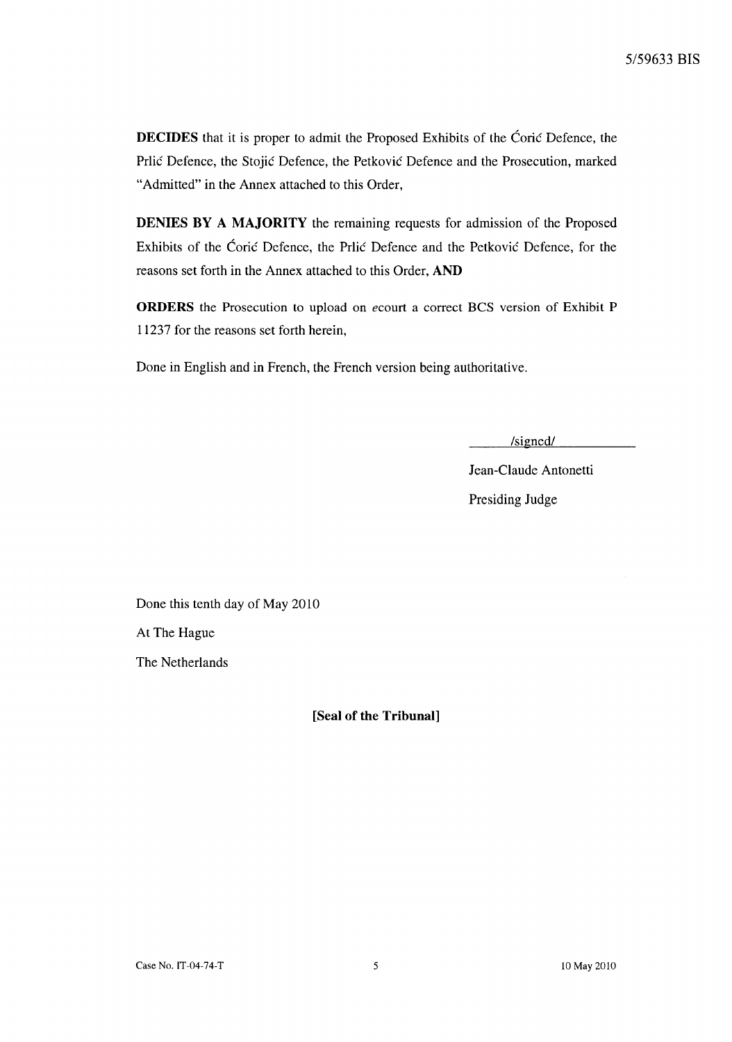**DECIDES** that it is proper to admit the Proposed Exhibits of the Ćorić Defence, the Prlić Defence, the Stojić Defence, the Petković Defence and the Prosecution, marked "Admitted" in the Annex attached to this Order,

**DENIES BY A MAJORITY** the remaining requests for admission of the Proposed Exhibits of the Ćorić Defence, the Prlić Defence and the Petković Defence, for the reasons set forth in the Annex attached to this Order, **AND**

**ORDERS** the Prosecution to upload on *e*court a correct BCS version of Exhibit P 11237 for the reasons set forth herein,

Done in English and in French, the French version being authoritative.

/signed/

Jean-Claude Antonetti

Presiding Judge

Done this tenth day of May 2010

At The Hague

The Netherlands

**[Seal of the Tribunal]**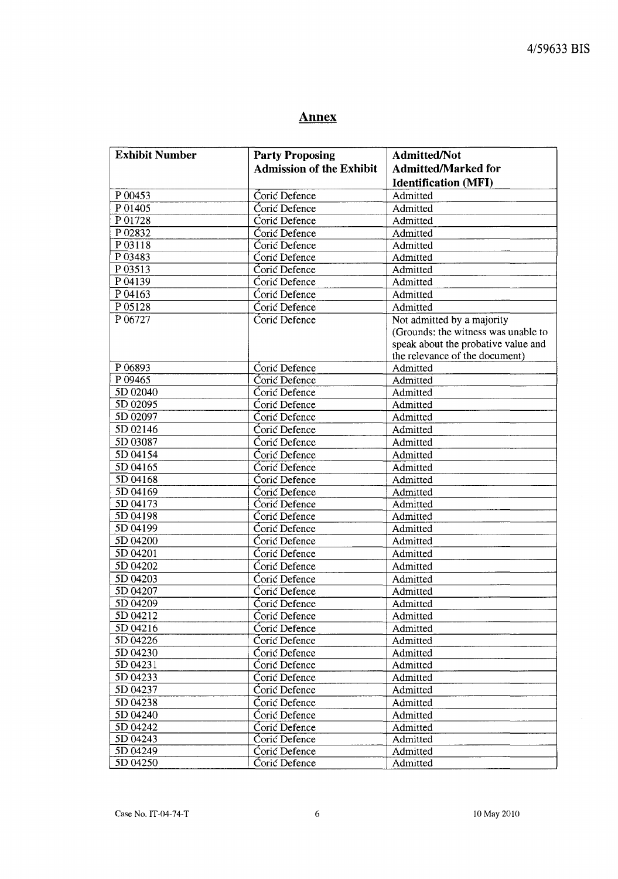## Annex

| Exhibit Number | Party Proposing Admission of the Exhibit | Admitted/Not Admitted/Marked for Identification (MFI) |
|---|---|---|
| P 00453 | Ćorić Defence | Admitted |
| P 01405 | Ćorić Defence | Admitted |
| P 01728 | Ćorić Defence | Admitted |
| P 02832 | Ćorić Defence | Admitted |
| P 03118 | Ćorić Defence | Admitted |
| P 03483 | Ćorić Defence | Admitted |
| P 03513 | Ćorić Defence | Admitted |
| P 04139 | Ćorić Defence | Admitted |
| P 04163 | Ćorić Defence | Admitted |
| P 05128 | Ćorić Defence | Admitted |
| P 06727 | Ćorić Defence | Not admitted by a majority (Grounds: the witness was unable to speak about the probative value and the relevance of the document) |
| P 06893 | Ćorić Defence | Admitted |
| P 09465 | Ćorić Defence | Admitted |
| 5D 02040 | Ćorić Defence | Admitted |
| 5D 02095 | Ćorić Defence | Admitted |
| 5D 02097 | Ćorić Defence | Admitted |
| 5D 02146 | Ćorić Defence | Admitted |
| 5D 03087 | Ćorić Defence | Admitted |
| 5D 04154 | Ćorić Defence | Admitted |
| 5D 04165 | Ćorić Defence | Admitted |
| 5D 04168 | Ćorić Defence | Admitted |
| 5D 04169 | Ćorić Defence | Admitted |
| 5D 04173 | Ćorić Defence | Admitted |
| 5D 04198 | Ćorić Defence | Admitted |
| 5D 04199 | Ćorić Defence | Admitted |
| 5D 04200 | Ćorić Defence | Admitted |
| 5D 04201 | Ćorić Defence | Admitted |
| 5D 04202 | Ćorić Defence | Admitted |
| 5D 04203 | Ćorić Defence | Admitted |
| 5D 04207 | Ćorić Defence | Admitted |
| 5D 04209 | Ćorić Defence | Admitted |
| 5D 04212 | Ćorić Defence | Admitted |
| 5D 04216 | Ćorić Defence | Admitted |
| 5D 04226 | Ćorić Defence | Admitted |
| 5D 04230 | Ćorić Defence | Admitted |
| 5D 04231 | Ćorić Defence | Admitted |
| 5D 04233 | Ćorić Defence | Admitted |
| 5D 04237 | Ćorić Defence | Admitted |
| 5D 04238 | Ćorić Defence | Admitted |
| 5D 04240 | Ćorić Defence | Admitted |
| 5D 04242 | Ćorić Defence | Admitted |
| 5D 04243 | Ćorić Defence | Admitted |
| 5D 04249 | Ćorić Defence | Admitted |
| 5D 04250 | Ćorić Defence | Admitted |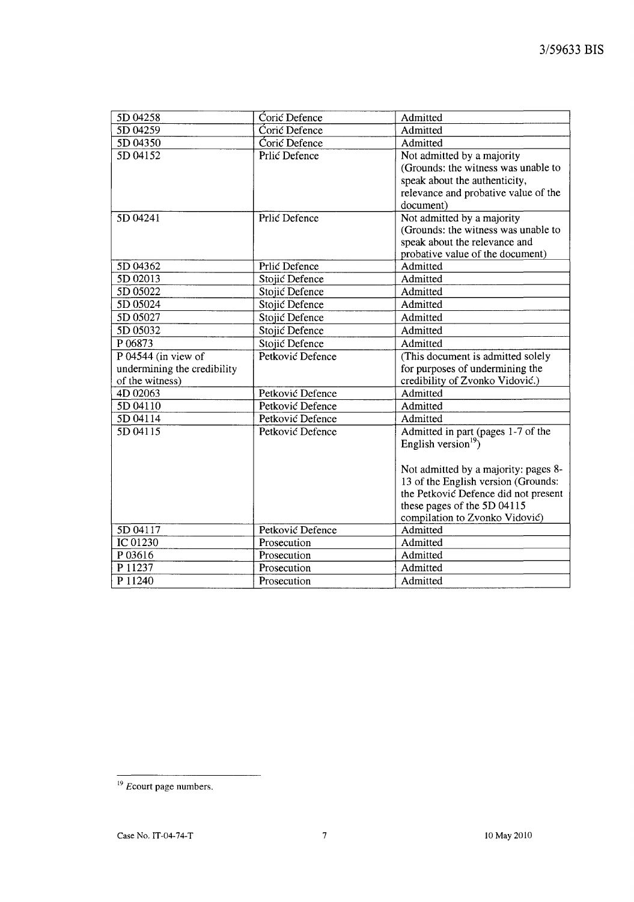| 5D 04258 | Ćorić Defence | Admitted |
|---|---|---|
| 5D 04259 | Ćorić Defence | Admitted |
| 5D 04350 | Ćorić Defence | Admitted |
| 5D 04152 | Prlić Defence | Not admitted by a majority (Grounds: the witness was unable to speak about the authenticity, relevance and probative value of the document) |
| 5D 04241 | Prlić Defence | Not admitted by a majority (Grounds: the witness was unable to speak about the relevance and probative value of the document) |
| 5D 04362 | Prlić Defence | Admitted |
| 5D 02013 | Stojić Defence | Admitted |
| 5D 05022 | Stojić Defence | Admitted |
| 5D 05024 | Stojić Defence | Admitted |
| 5D 05027 | Stojić Defence | Admitted |
| 5D 05032 | Stojić Defence | Admitted |
| P 06873 | Stojić Defence | Admitted |
| P 04544 (in view of undermining the credibility of the witness) | Petković Defence | (This document is admitted solely for purposes of undermining the credibility of Zvonko Vidović.) |
| 4D 02063 | Petković Defence | Admitted |
| 5D 04110 | Petković Defence | Admitted |
| 5D 04114 | Petković Defence | Admitted |
| 5D 04115 | Petković Defence | Admitted in part (pages 1-7 of the English version[19])<br><br>Not admitted by a majority: pages 8-13 of the English version (Grounds: the Petković Defence did not present these pages of the 5D 04115 compilation to Zvonko Vidović) |
| 5D 04117 | Petković Defence | Admitted |
| IC 01230 | Prosecution | Admitted |
| P 03616 | Prosecution | Admitted |
| P 11237 | Prosecution | Admitted |
| P 11240 | Prosecution | Admitted |

[19] *E*court page numbers.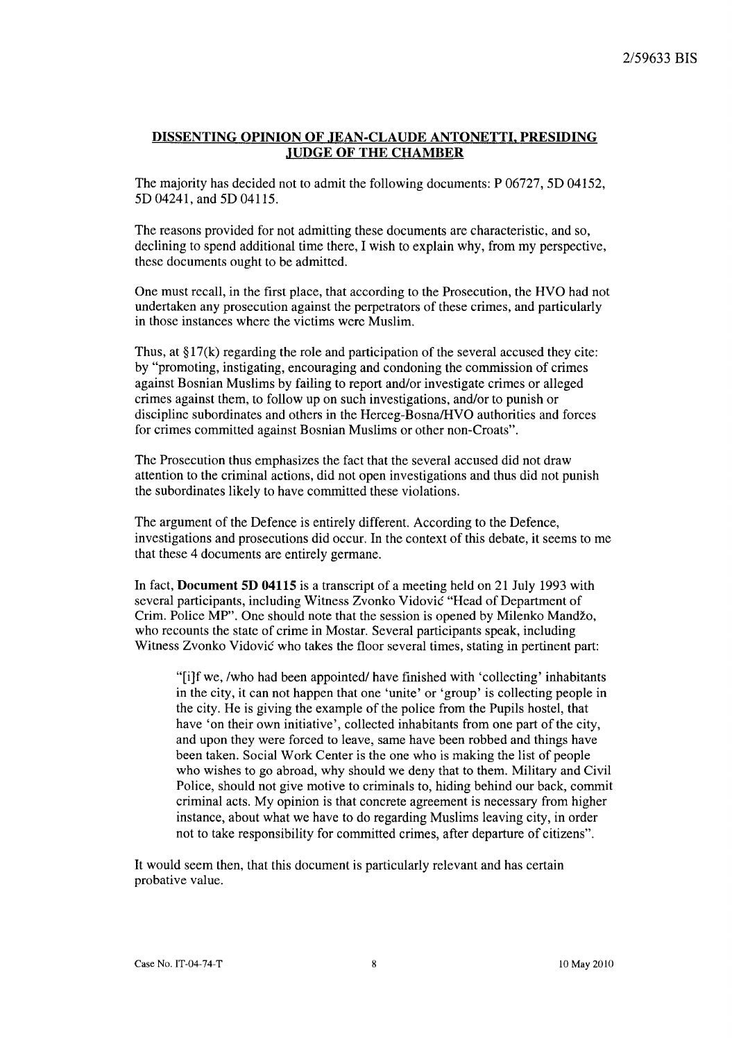## DISSENTING OPINION OF JEAN-CLAUDE ANTONETTI, PRESIDING JUDGE OF THE CHAMBER

The majority has decided not to admit the following documents: P 06727, 5D 04152, 5D 04241, and 5D 04115.

The reasons provided for not admitting these documents are characteristic, and so, declining to spend additional time there, I wish to explain why, from my perspective, these documents ought to be admitted.

One must recall, in the first place, that according to the Prosecution, the HVO had not undertaken any prosecution against the perpetrators of these crimes, and particularly in those instances where the victims were Muslim.

Thus, at §17(k) regarding the role and participation of the several accused they cite: by "promoting, instigating, encouraging and condoning the commission of crimes against Bosnian Muslims by failing to report and/or investigate crimes or alleged crimes against them, to follow up on such investigations, and/or to punish or discipline subordinates and others in the Herceg-Bosna/HVO authorities and forces for crimes committed against Bosnian Muslims or other non-Croats".

The Prosecution thus emphasizes the fact that the several accused did not draw attention to the criminal actions, did not open investigations and thus did not punish the subordinates likely to have committed these violations.

The argument of the Defence is entirely different. According to the Defence, investigations and prosecutions did occur. In the context of this debate, it seems to me that these 4 documents are entirely germane.

In fact, **Document 5D 04115** is a transcript of a meeting held on 21 July 1993 with several participants, including Witness Zvonko Vidović "Head of Department of Crim. Police MP". One should note that the session is opened by Milenko Mandžo, who recounts the state of crime in Mostar. Several participants speak, including Witness Zvonko Vidović who takes the floor several times, stating in pertinent part:

> "[i]f we, /who had been appointed/ have finished with 'collecting' inhabitants in the city, it can not happen that one 'unite' or 'group' is collecting people in the city. He is giving the example of the police from the Pupils hostel, that have 'on their own initiative', collected inhabitants from one part of the city, and upon they were forced to leave, same have been robbed and things have been taken. Social Work Center is the one who is making the list of people who wishes to go abroad, why should we deny that to them. Military and Civil Police, should not give motive to criminals to, hiding behind our back, commit criminal acts. My opinion is that concrete agreement is necessary from higher instance, about what we have to do regarding Muslims leaving city, in order not to take responsibility for committed crimes, after departure of citizens".

It would seem then, that this document is particularly relevant and has certain probative value.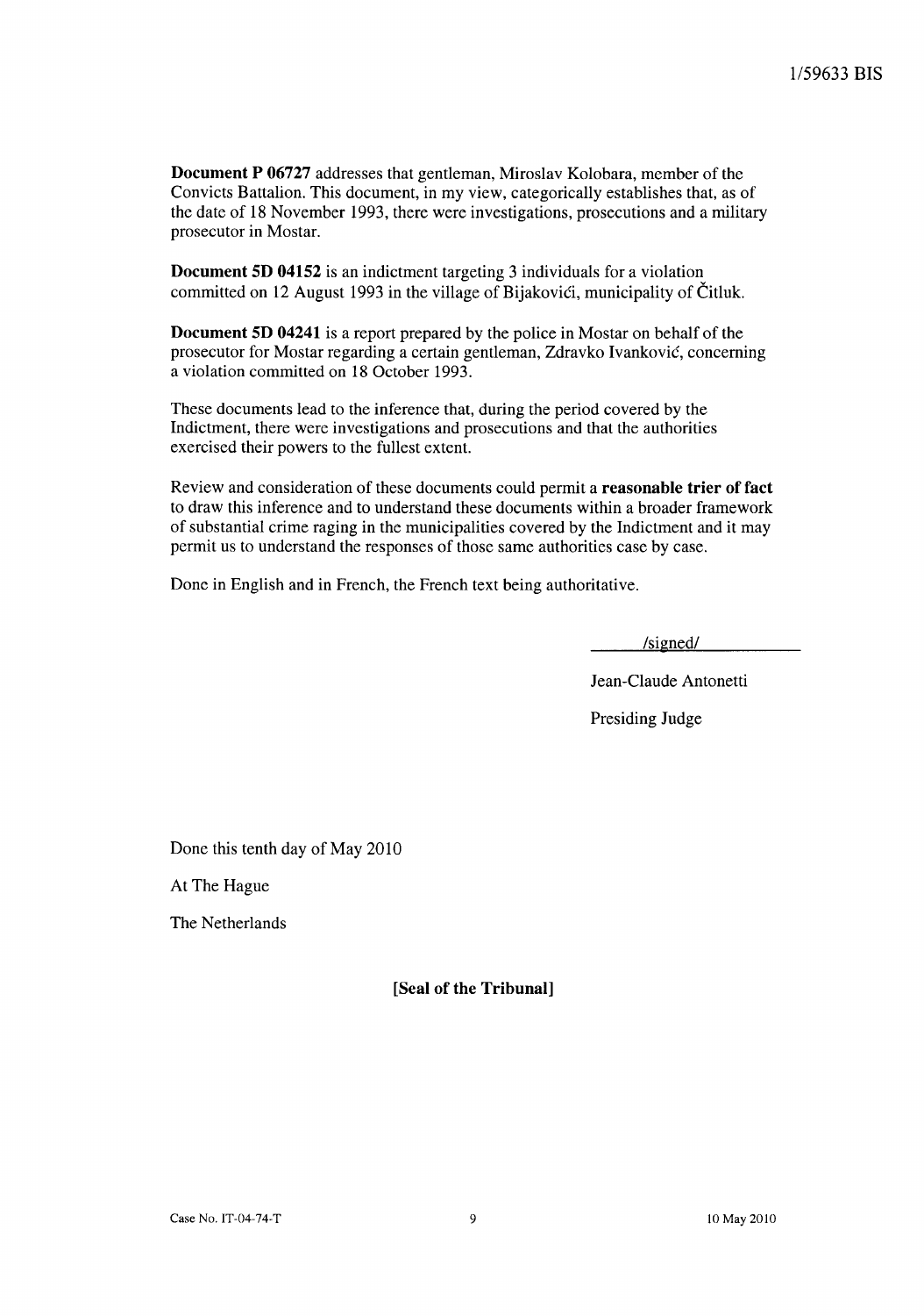**Document P 06727** addresses that gentleman, Miroslav Kolobara, member of the Convicts Battalion. This document, in my view, categorically establishes that, as of the date of 18 November 1993, there were investigations, prosecutions and a military prosecutor in Mostar.

**Document 5D 04152** is an indictment targeting 3 individuals for a violation committed on 12 August 1993 in the village of Bijakovići, municipality of Čitluk.

**Document 5D 04241** is a report prepared by the police in Mostar on behalf of the prosecutor for Mostar regarding a certain gentleman, Zdravko Ivanković, concerning a violation committed on 18 October 1993.

These documents lead to the inference that, during the period covered by the Indictment, there were investigations and prosecutions and that the authorities exercised their powers to the fullest extent.

Review and consideration of these documents could permit a **reasonable trier of fact** to draw this inference and to understand these documents within a broader framework of substantial crime raging in the municipalities covered by the Indictment and it may permit us to understand the responses of those same authorities case by case.

Done in English and in French, the French text being authoritative.

/signed/

Jean-Claude Antonetti

Presiding Judge

Done this tenth day of May 2010

At The Hague

The Netherlands

**[Seal of the Tribunal]**